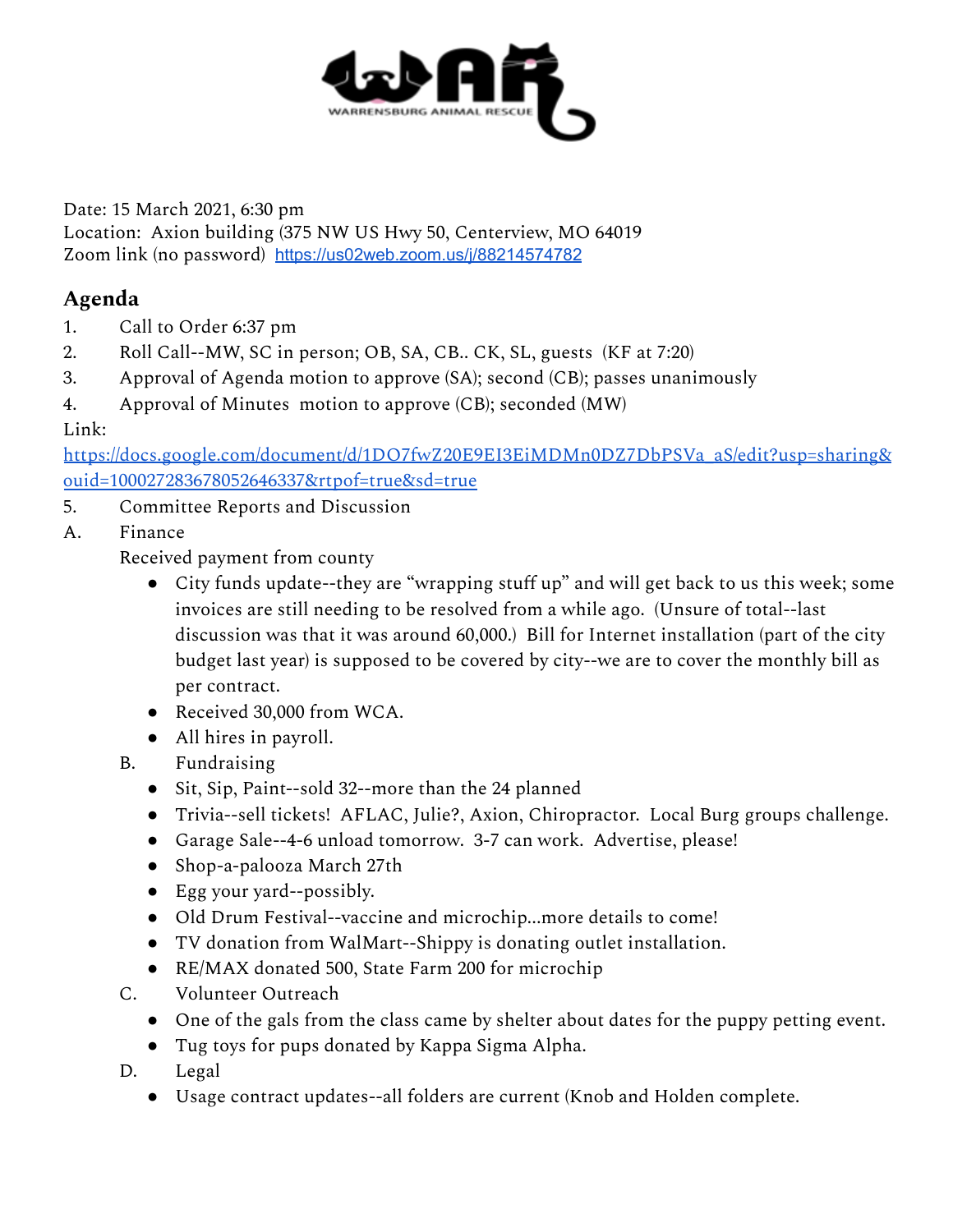Date: 15 March 2021, 6:30 pm
Location: Axion building (375 NW US Hwy 50, Centerview, MO 64019
Zoom link (no password) https://us02web.zoom.us/j/88214574782

## Agenda

1. Call to Order 6:37 pm
2. Roll Call--MW, SC in person; OB, SA, CB.. CK, SL, guests (KF at 7:20)
3. Approval of Agenda motion to approve (SA); second (CB); passes unanimously
4. Approval of Minutes motion to approve (CB); seconded (MW)

Link:
https://docs.google.com/document/d/1DO7fwZ20E9EI3EiMDMn0DZ7DbPSVa_aS/edit?usp=sharing&ouid=100027283678052646337&rtpof=true&sd=true

5. Committee Reports and Discussion

A. Finance

Received payment from county

- City funds update--they are "wrapping stuff up" and will get back to us this week; some invoices are still needing to be resolved from a while ago. (Unsure of total--last discussion was that it was around 60,000.) Bill for Internet installation (part of the city budget last year) is supposed to be covered by city--we are to cover the monthly bill as per contract.
- Received 30,000 from WCA.
- All hires in payroll.

B. Fundraising
- Sit, Sip, Paint--sold 32--more than the 24 planned
- Trivia--sell tickets! AFLAC, Julie?, Axion, Chiropractor. Local Burg groups challenge.
- Garage Sale--4-6 unload tomorrow. 3-7 can work. Advertise, please!
- Shop-a-palooza March 27th
- Egg your yard--possibly.
- Old Drum Festival--vaccine and microchip...more details to come!
- TV donation from WalMart--Shippy is donating outlet installation.
- RE/MAX donated 500, State Farm 200 for microchip

C. Volunteer Outreach
- One of the gals from the class came by shelter about dates for the puppy petting event.
- Tug toys for pups donated by Kappa Sigma Alpha.

D. Legal
- Usage contract updates--all folders are current (Knob and Holden complete.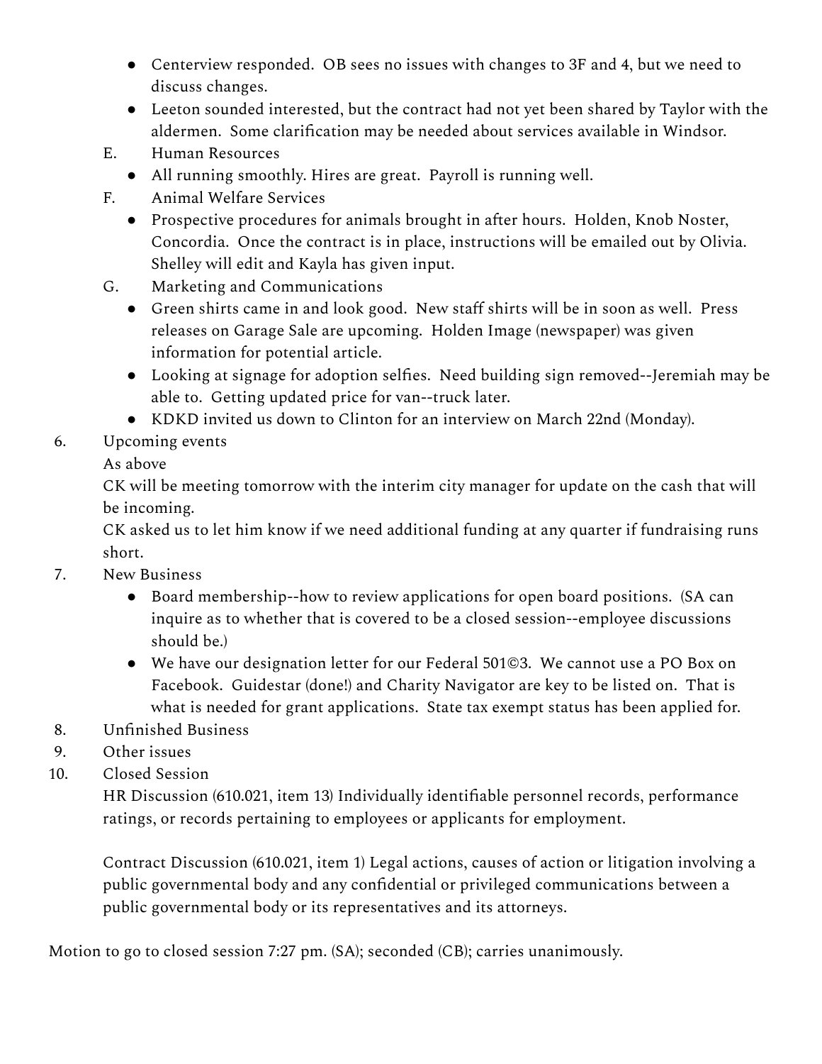- Centerview responded. OB sees no issues with changes to 3F and 4, but we need to discuss changes.
- Leeton sounded interested, but the contract had not yet been shared by Taylor with the aldermen. Some clarification may be needed about services available in Windsor.

E. Human Resources

- All running smoothly. Hires are great. Payroll is running well.

F. Animal Welfare Services

- Prospective procedures for animals brought in after hours. Holden, Knob Noster, Concordia. Once the contract is in place, instructions will be emailed out by Olivia. Shelley will edit and Kayla has given input.

G. Marketing and Communications

- Green shirts came in and look good. New staff shirts will be in soon as well. Press releases on Garage Sale are upcoming. Holden Image (newspaper) was given information for potential article.
- Looking at signage for adoption selfies. Need building sign removed--Jeremiah may be able to. Getting updated price for van--truck later.
- KDKD invited us down to Clinton for an interview on March 22nd (Monday).

6. Upcoming events

   As above

   CK will be meeting tomorrow with the interim city manager for update on the cash that will be incoming.

   CK asked us to let him know if we need additional funding at any quarter if fundraising runs short.

7. New Business
   - Board membership--how to review applications for open board positions. (SA can inquire as to whether that is covered to be a closed session--employee discussions should be.)
   - We have our designation letter for our Federal 501©3. We cannot use a PO Box on Facebook. Guidestar (done!) and Charity Navigator are key to be listed on. That is what is needed for grant applications. State tax exempt status has been applied for.
8. Unfinished Business
9. Other issues
10. Closed Session

    HR Discussion (610.021, item 13) Individually identifiable personnel records, performance ratings, or records pertaining to employees or applicants for employment.

    Contract Discussion (610.021, item 1) Legal actions, causes of action or litigation involving a public governmental body and any confidential or privileged communications between a public governmental body or its representatives and its attorneys.

Motion to go to closed session 7:27 pm. (SA); seconded (CB); carries unanimously.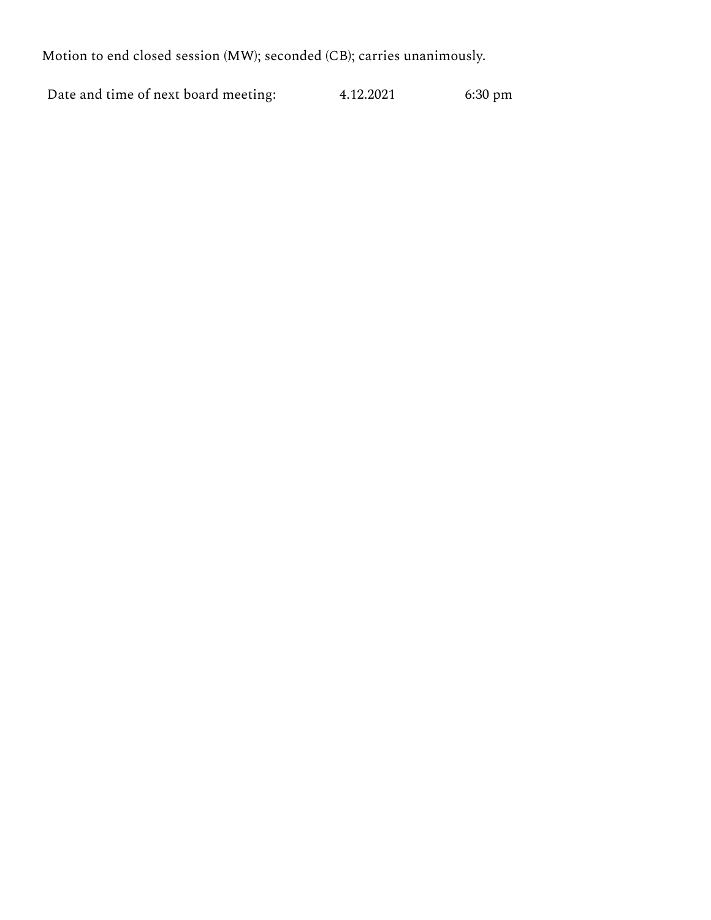Motion to end closed session (MW); seconded (CB); carries unanimously.

| | | |
|---|---|---|
| Date and time of next board meeting: | 4.12.2021 | 6:30 pm |